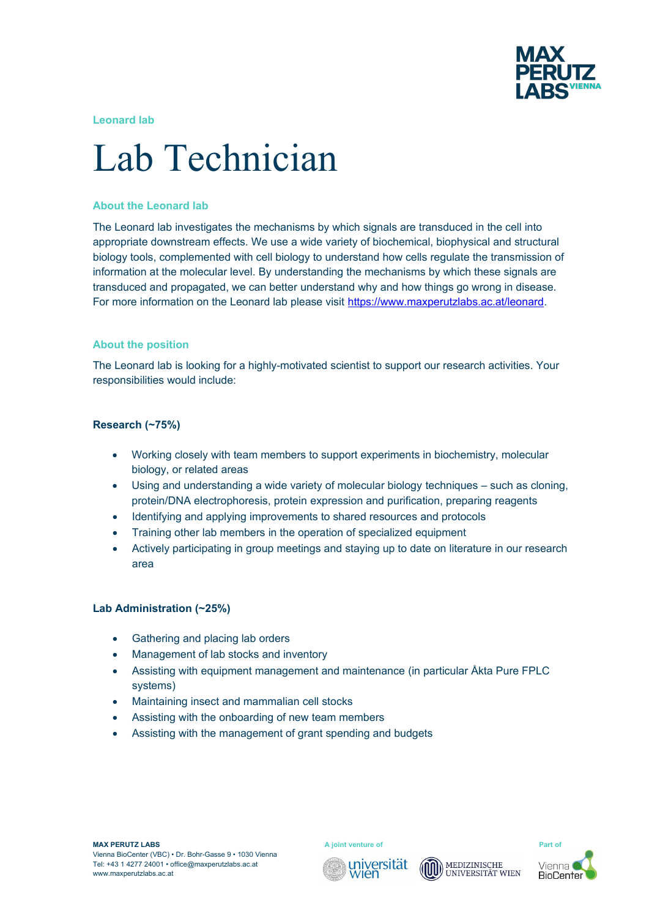Leonard lab

# Lab Technician

### About the Leonard lab

The Leonard lab investigates the mechanisms by which signals are transduced in the cell into appropriate downstream effects. We use a wide variety of biochemical, biophysical and structural biology tools, complemented with cell biology to understand how cells regulate the transmission of information at the molecular level. By understanding the mechanisms by which these signals are transduced and propagated, we can better understand why and how things go wrong in disease. For more information on the Leonard lab please visit https://www.maxperutzlabs.ac.at/leonard.

### About the position

The Leonard lab is looking for a highly-motivated scientist to support our research activities. Your responsibilities would include:

**Research (~75%)**

- Working closely with team members to support experiments in biochemistry, molecular biology, or related areas
- Using and understanding a wide variety of molecular biology techniques – such as cloning, protein/DNA electrophoresis, protein expression and purification, preparing reagents
- Identifying and applying improvements to shared resources and protocols
- Training other lab members in the operation of specialized equipment
- Actively participating in group meetings and staying up to date on literature in our research area

**Lab Administration (~25%)**

- Gathering and placing lab orders
- Management of lab stocks and inventory
- Assisting with equipment management and maintenance (in particular Åkta Pure FPLC systems)
- Maintaining insect and mammalian cell stocks
- Assisting with the onboarding of new team members
- Assisting with the management of grant spending and budgets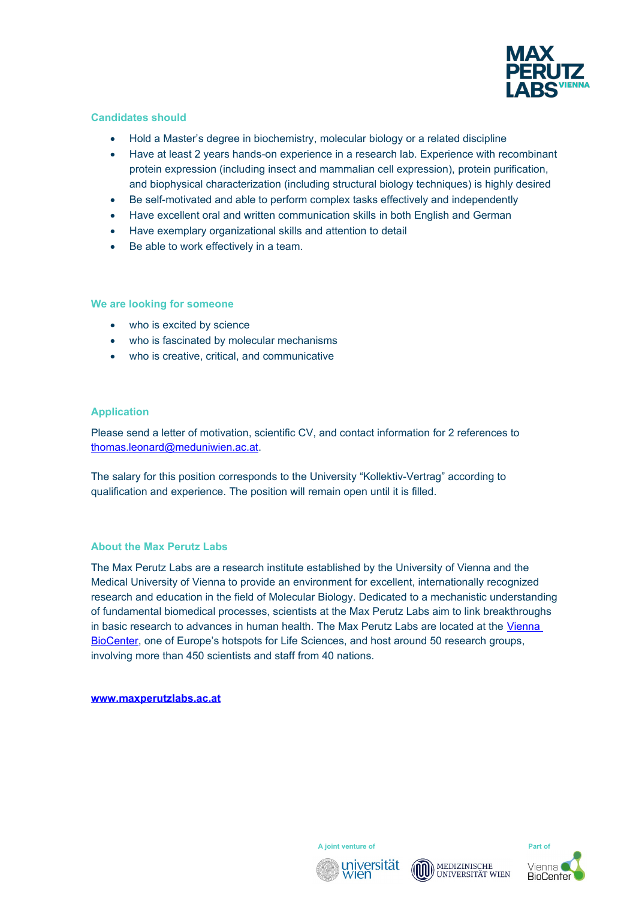### Candidates should

- Hold a Master's degree in biochemistry, molecular biology or a related discipline
- Have at least 2 years hands-on experience in a research lab. Experience with recombinant protein expression (including insect and mammalian cell expression), protein purification, and biophysical characterization (including structural biology techniques) is highly desired
- Be self-motivated and able to perform complex tasks effectively and independently
- Have excellent oral and written communication skills in both English and German
- Have exemplary organizational skills and attention to detail
- Be able to work effectively in a team.

### We are looking for someone

- who is excited by science
- who is fascinated by molecular mechanisms
- who is creative, critical, and communicative

### Application

Please send a letter of motivation, scientific CV, and contact information for 2 references to thomas.leonard@meduniwien.ac.at.

The salary for this position corresponds to the University "Kollektiv-Vertrag" according to qualification and experience. The position will remain open until it is filled.

### About the Max Perutz Labs

The Max Perutz Labs are a research institute established by the University of Vienna and the Medical University of Vienna to provide an environment for excellent, internationally recognized research and education in the field of Molecular Biology. Dedicated to a mechanistic understanding of fundamental biomedical processes, scientists at the Max Perutz Labs aim to link breakthroughs in basic research to advances in human health. The Max Perutz Labs are located at the Vienna BioCenter, one of Europe's hotspots for Life Sciences, and host around 50 research groups, involving more than 450 scientists and staff from 40 nations.

**www.maxperutzlabs.ac.at**

A joint venture of universität wien, Medizinische Universität Wien

Part of Vienna BioCenter